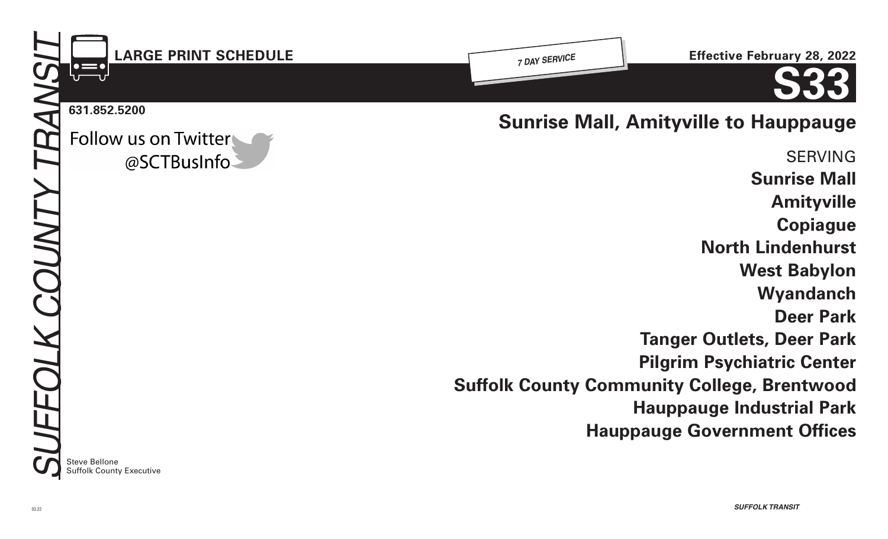SUFFOLK COUNTY TRANSIT

**LARGE PRINT SCHEDULE**

*7 DAY SERVICE*

**Effective February 28, 2022**

# S33

**631.852.5200**

Follow us on Twitter @SCTBusInfo

## Sunrise Mall, Amityville to Hauppauge

SERVING

**Sunrise Mall**

**Amityville**

**Copiague**

**North Lindenhurst**

**West Babylon**

**Wyandanch**

**Deer Park**

**Tanger Outlets, Deer Park**

**Pilgrim Psychiatric Center**

**Suffolk County Community College, Brentwood**

**Hauppauge Industrial Park**

**Hauppauge Government Offices**

Steve Bellone
Suffolk County Executive

03.22

*SUFFOLK TRANSIT*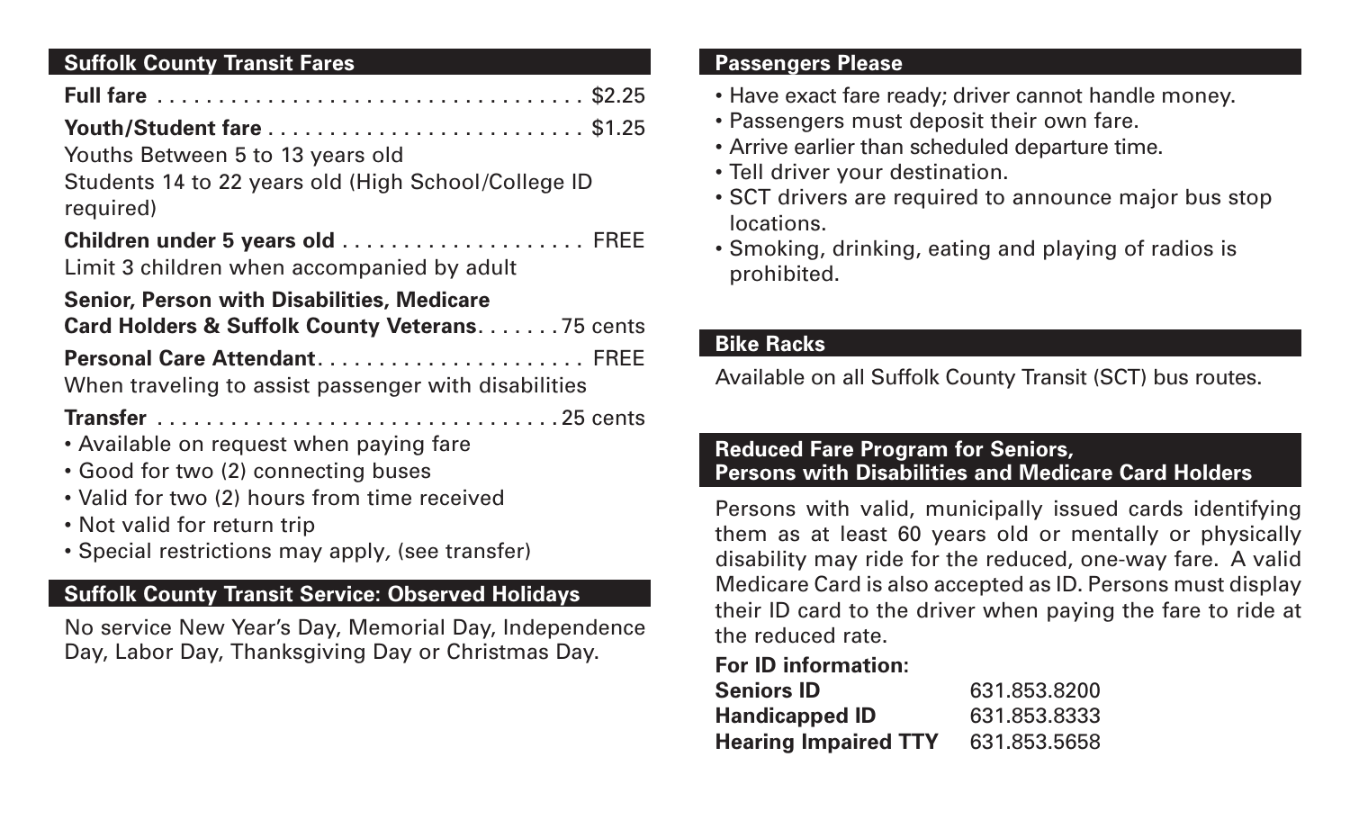## Suffolk County Transit Fares

**Full fare** .................................... $2.25

**Youth/Student fare** .......................... $1.25
Youths Between 5 to 13 years old
Students 14 to 22 years old (High School/College ID required)

**Children under 5 years old** .................... FREE
Limit 3 children when accompanied by adult

**Senior, Person with Disabilities, Medicare Card Holders & Suffolk County Veterans**.......75 cents

**Personal Care Attendant**...................... FREE
When traveling to assist passenger with disabilities

**Transfer** ................................25 cents

- Available on request when paying fare
- Good for two (2) connecting buses
- Valid for two (2) hours from time received
- Not valid for return trip
- Special restrictions may apply, (see transfer)

## Suffolk County Transit Service: Observed Holidays

No service New Year's Day, Memorial Day, Independence Day, Labor Day, Thanksgiving Day or Christmas Day.

## Passengers Please

- Have exact fare ready; driver cannot handle money.
- Passengers must deposit their own fare.
- Arrive earlier than scheduled departure time.
- Tell driver your destination.
- SCT drivers are required to announce major bus stop locations.
- Smoking, drinking, eating and playing of radios is prohibited.

## Bike Racks

Available on all Suffolk County Transit (SCT) bus routes.

## Reduced Fare Program for Seniors, Persons with Disabilities and Medicare Card Holders

Persons with valid, municipally issued cards identifying them as at least 60 years old or mentally or physically disability may ride for the reduced, one-way fare. A valid Medicare Card is also accepted as ID. Persons must display their ID card to the driver when paying the fare to ride at the reduced rate.

**For ID information:**

| | |
|---|---|
| **Seniors ID** | 631.853.8200 |
| **Handicapped ID** | 631.853.8333 |
| **Hearing Impaired TTY** | 631.853.5658 |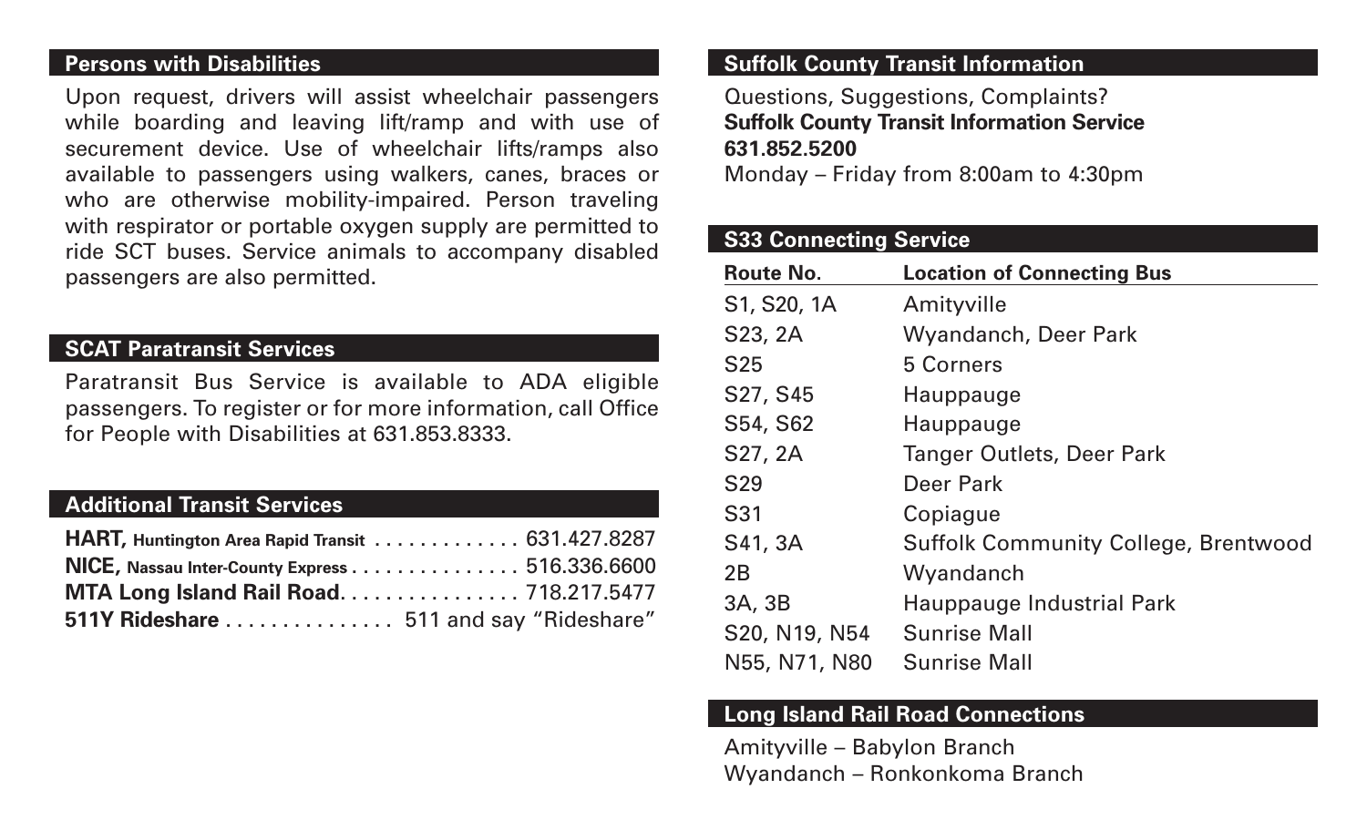## Persons with Disabilities

Upon request, drivers will assist wheelchair passengers while boarding and leaving lift/ramp and with use of securement device. Use of wheelchair lifts/ramps also available to passengers using walkers, canes, braces or who are otherwise mobility-impaired. Person traveling with respirator or portable oxygen supply are permitted to ride SCT buses. Service animals to accompany disabled passengers are also permitted.

## SCAT Paratransit Services

Paratransit Bus Service is available to ADA eligible passengers. To register or for more information, call Office for People with Disabilities at 631.853.8333.

## Additional Transit Services

**HART,** **Huntington Area Rapid Transit** . . . . . . . . . . . . . 631.427.8287
**NICE,** **Nassau Inter-County Express** . . . . . . . . . . . . . . . 516.336.6600
**MTA Long Island Rail Road**. . . . . . . . . . . . . . . . 718.217.5477
**511Y Rideshare** . . . . . . . . . . . . . . . 511 and say "Rideshare"

## Suffolk County Transit Information

Questions, Suggestions, Complaints?
**Suffolk County Transit Information Service**
**631.852.5200**
Monday – Friday from 8:00am to 4:30pm

## S33 Connecting Service

| Route No. | Location of Connecting Bus |
|---|---|
| S1, S20, 1A | Amityville |
| S23, 2A | Wyandanch, Deer Park |
| S25 | 5 Corners |
| S27, S45 | Hauppauge |
| S54, S62 | Hauppauge |
| S27, 2A | Tanger Outlets, Deer Park |
| S29 | Deer Park |
| S31 | Copiague |
| S41, 3A | Suffolk Community College, Brentwood |
| 2B | Wyandanch |
| 3A, 3B | Hauppauge Industrial Park |
| S20, N19, N54 | Sunrise Mall |
| N55, N71, N80 | Sunrise Mall |

## Long Island Rail Road Connections

Amityville – Babylon Branch
Wyandanch – Ronkonkoma Branch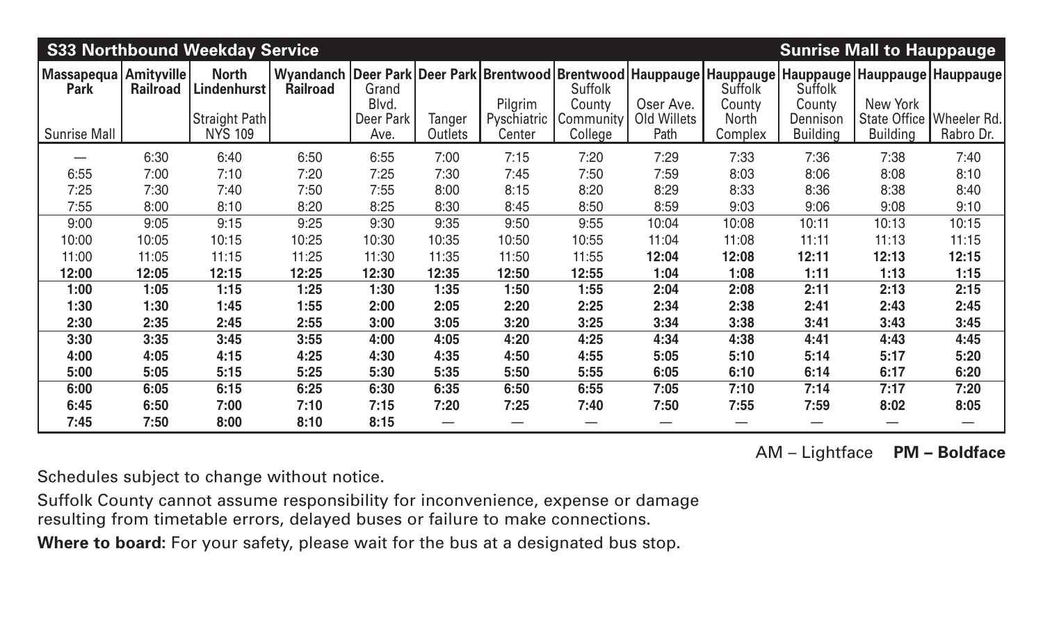| S33 Northbound Weekday Service | | | | | | | | | | | | Sunrise Mall to Hauppauge |
|---|---|---|---|---|---|---|---|---|---|---|---|---|
| **Massapequa Park** Sunrise Mall | **Amityville Railroad** | **North Lindenhurst** Straight Path NYS 109 | **Wyandanch Railroad** | **Deer Park** Grand Blvd. Deer Park Ave. | **Deer Park** Tanger Outlets | **Brentwood** Pilgrim Pyschiatric Center | **Brentwood** Suffolk County Community College | **Hauppauge** Oser Ave. Old Willets Path | **Hauppauge** Suffolk County North Complex | **Hauppauge** Suffolk County Dennison Building | **Hauppauge** New York State Office Building | **Hauppauge** Wheeler Rd. Rabro Dr. |
| — | 6:30 | 6:40 | 6:50 | 6:55 | 7:00 | 7:15 | 7:20 | 7:29 | 7:33 | 7:36 | 7:38 | 7:40 |
| 6:55 | 7:00 | 7:10 | 7:20 | 7:25 | 7:30 | 7:45 | 7:50 | 7:59 | 8:03 | 8:06 | 8:08 | 8:10 |
| 7:25 | 7:30 | 7:40 | 7:50 | 7:55 | 8:00 | 8:15 | 8:20 | 8:29 | 8:33 | 8:36 | 8:38 | 8:40 |
| 7:55 | 8:00 | 8:10 | 8:20 | 8:25 | 8:30 | 8:45 | 8:50 | 8:59 | 9:03 | 9:06 | 9:08 | 9:10 |
| 9:00 | 9:05 | 9:15 | 9:25 | 9:30 | 9:35 | 9:50 | 9:55 | 10:04 | 10:08 | 10:11 | 10:13 | 10:15 |
| 10:00 | 10:05 | 10:15 | 10:25 | 10:30 | 10:35 | 10:50 | 10:55 | 11:04 | 11:08 | 11:11 | 11:13 | 11:15 |
| 11:00 | 11:05 | 11:15 | 11:25 | 11:30 | 11:35 | 11:50 | 11:55 | **12:04** | **12:08** | **12:11** | **12:13** | **12:15** |
| **12:00** | **12:05** | **12:15** | **12:25** | **12:30** | **12:35** | **12:50** | **12:55** | **1:04** | **1:08** | **1:11** | **1:13** | **1:15** |
| **1:00** | **1:05** | **1:15** | **1:25** | **1:30** | **1:35** | **1:50** | **1:55** | **2:04** | **2:08** | **2:11** | **2:13** | **2:15** |
| **1:30** | **1:30** | **1:45** | **1:55** | **2:00** | **2:05** | **2:20** | **2:25** | **2:34** | **2:38** | **2:41** | **2:43** | **2:45** |
| **2:30** | **2:35** | **2:45** | **2:55** | **3:00** | **3:05** | **3:20** | **3:25** | **3:34** | **3:38** | **3:41** | **3:43** | **3:45** |
| **3:30** | **3:35** | **3:45** | **3:55** | **4:00** | **4:05** | **4:20** | **4:25** | **4:34** | **4:38** | **4:41** | **4:43** | **4:45** |
| **4:00** | **4:05** | **4:15** | **4:25** | **4:30** | **4:35** | **4:50** | **4:55** | **5:05** | **5:10** | **5:14** | **5:17** | **5:20** |
| **5:00** | **5:05** | **5:15** | **5:25** | **5:30** | **5:35** | **5:50** | **5:55** | **6:05** | **6:10** | **6:14** | **6:17** | **6:20** |
| **6:00** | **6:05** | **6:15** | **6:25** | **6:30** | **6:35** | **6:50** | **6:55** | **7:05** | **7:10** | **7:14** | **7:17** | **7:20** |
| **6:45** | **6:50** | **7:00** | **7:10** | **7:15** | **7:20** | **7:25** | **7:40** | **7:50** | **7:55** | **7:59** | **8:02** | **8:05** |
| **7:45** | **7:50** | **8:00** | **8:10** | **8:15** | — | — | — | — | — | — | — | — |

AM – Lightface **PM – Boldface**

Schedules subject to change without notice.

Suffolk County cannot assume responsibility for inconvenience, expense or damage resulting from timetable errors, delayed buses or failure to make connections.

**Where to board:** For your safety, please wait for the bus at a designated bus stop.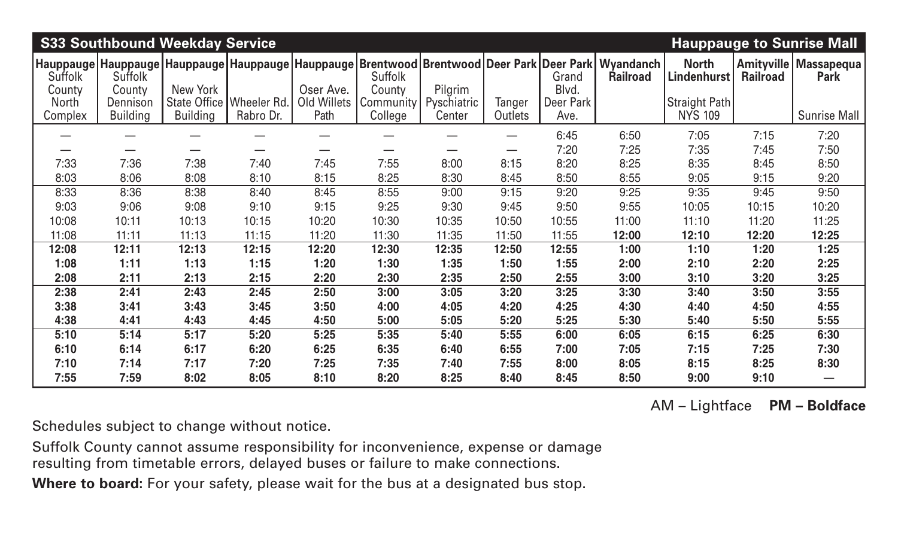## S33 Southbound Weekday Service — Hauppauge to Sunrise Mall

| Hauppauge Suffolk County North Complex | Hauppauge Suffolk County Dennison Building | Hauppauge New York State Office Building | Hauppauge Wheeler Rd. Rabro Dr. | Hauppauge Oser Ave. Old Willets Path | Brentwood Suffolk County Community College | Brentwood Pilgrim Pyschiatric Center | Deer Park Tanger Outlets | Deer Park Grand Blvd. Deer Park Ave. | Wyandanch Railroad | North Lindenhurst Straight Path NYS 109 | Amityville Railroad | Massapequa Park Sunrise Mall |
|---|---|---|---|---|---|---|---|---|---|---|---|---|
| — | — | — | — | — | — | — | — | 6:45 | 6:50 | 7:05 | 7:15 | 7:20 |
| — | — | — | — | — | — | — | — | 7:20 | 7:25 | 7:35 | 7:45 | 7:50 |
| 7:33 | 7:36 | 7:38 | 7:40 | 7:45 | 7:55 | 8:00 | 8:15 | 8:20 | 8:25 | 8:35 | 8:45 | 8:50 |
| 8:03 | 8:06 | 8:08 | 8:10 | 8:15 | 8:25 | 8:30 | 8:45 | 8:50 | 8:55 | 9:05 | 9:15 | 9:20 |
| 8:33 | 8:36 | 8:38 | 8:40 | 8:45 | 8:55 | 9:00 | 9:15 | 9:20 | 9:25 | 9:35 | 9:45 | 9:50 |
| 9:03 | 9:06 | 9:08 | 9:10 | 9:15 | 9:25 | 9:30 | 9:45 | 9:50 | 9:55 | 10:05 | 10:15 | 10:20 |
| 10:08 | 10:11 | 10:13 | 10:15 | 10:20 | 10:30 | 10:35 | 10:50 | 10:55 | 11:00 | 11:10 | 11:20 | 11:25 |
| 11:08 | 11:11 | 11:13 | 11:15 | 11:20 | 11:30 | 11:35 | 11:50 | 11:55 | **12:00** | **12:10** | **12:20** | **12:25** |
| **12:08** | **12:11** | **12:13** | **12:15** | **12:20** | **12:30** | **12:35** | **12:50** | **12:55** | **1:00** | **1:10** | **1:20** | **1:25** |
| **1:08** | **1:11** | **1:13** | **1:15** | **1:20** | **1:30** | **1:35** | **1:50** | **1:55** | **2:00** | **2:10** | **2:20** | **2:25** |
| **2:08** | **2:11** | **2:13** | **2:15** | **2:20** | **2:30** | **2:35** | **2:50** | **2:55** | **3:00** | **3:10** | **3:20** | **3:25** |
| **2:38** | **2:41** | **2:43** | **2:45** | **2:50** | **3:00** | **3:05** | **3:20** | **3:25** | **3:30** | **3:40** | **3:50** | **3:55** |
| **3:38** | **3:41** | **3:43** | **3:45** | **3:50** | **4:00** | **4:05** | **4:20** | **4:25** | **4:30** | **4:40** | **4:50** | **4:55** |
| **4:38** | **4:41** | **4:43** | **4:45** | **4:50** | **5:00** | **5:05** | **5:20** | **5:25** | **5:30** | **5:40** | **5:50** | **5:55** |
| **5:10** | **5:14** | **5:17** | **5:20** | **5:25** | **5:35** | **5:40** | **5:55** | **6:00** | **6:05** | **6:15** | **6:25** | **6:30** |
| **6:10** | **6:14** | **6:17** | **6:20** | **6:25** | **6:35** | **6:40** | **6:55** | **7:00** | **7:05** | **7:15** | **7:25** | **7:30** |
| **7:10** | **7:14** | **7:17** | **7:20** | **7:25** | **7:35** | **7:40** | **7:55** | **8:00** | **8:05** | **8:15** | **8:25** | **8:30** |
| **7:55** | **7:59** | **8:02** | **8:05** | **8:10** | **8:20** | **8:25** | **8:40** | **8:45** | **8:50** | **9:00** | **9:10** | — |

AM – Lightface **PM – Boldface**

Schedules subject to change without notice.

Suffolk County cannot assume responsibility for inconvenience, expense or damage resulting from timetable errors, delayed buses or failure to make connections.

**Where to board:** For your safety, please wait for the bus at a designated bus stop.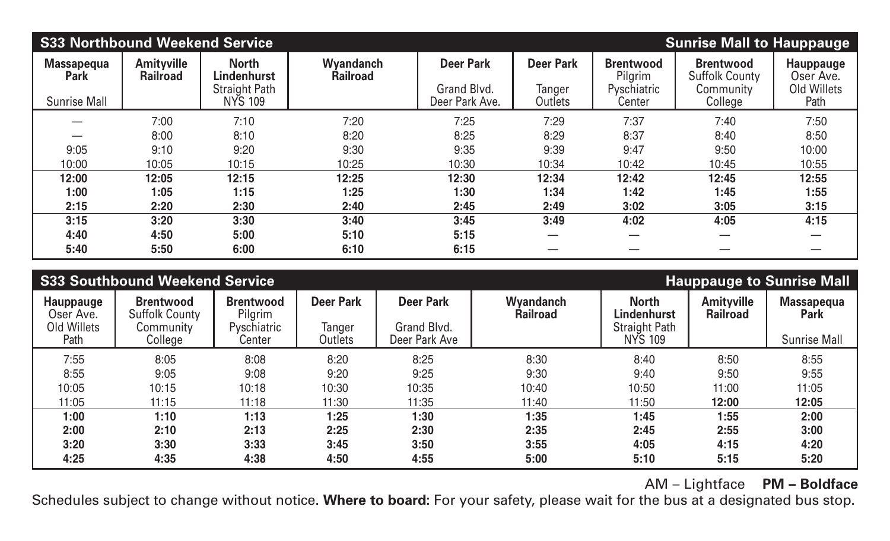## S33 Northbound Weekend Service — Sunrise Mall to Hauppauge

| Massapequa Park Sunrise Mall | Amityville Railroad | North Lindenhurst Straight Path NYS 109 | Wyandanch Railroad | Deer Park Grand Blvd. Deer Park Ave. | Deer Park Tanger Outlets | Brentwood Pilgrim Pyschiatric Center | Brentwood Suffolk County Community College | Hauppauge Oser Ave. Old Willets Path |
|---|---|---|---|---|---|---|---|---|
| — | 7:00 | 7:10 | 7:20 | 7:25 | 7:29 | 7:37 | 7:40 | 7:50 |
| — | 8:00 | 8:10 | 8:20 | 8:25 | 8:29 | 8:37 | 8:40 | 8:50 |
| 9:05 | 9:10 | 9:20 | 9:30 | 9:35 | 9:39 | 9:47 | 9:50 | 10:00 |
| 10:00 | 10:05 | 10:15 | 10:25 | 10:30 | 10:34 | 10:42 | 10:45 | 10:55 |
| **12:00** | **12:05** | **12:15** | **12:25** | **12:30** | **12:34** | **12:42** | **12:45** | **12:55** |
| **1:00** | **1:05** | **1:15** | **1:25** | **1:30** | **1:34** | **1:42** | **1:45** | **1:55** |
| **2:15** | **2:20** | **2:30** | **2:40** | **2:45** | **2:49** | **3:02** | **3:05** | **3:15** |
| **3:15** | **3:20** | **3:30** | **3:40** | **3:45** | **3:49** | **4:02** | **4:05** | **4:15** |
| **4:40** | **4:50** | **5:00** | **5:10** | **5:15** | — | — | — | — |
| **5:40** | **5:50** | **6:00** | **6:10** | **6:15** | — | — | — | — |

## S33 Southbound Weekend Service — Hauppauge to Sunrise Mall

| Hauppauge Oser Ave. Old Willets Path | Brentwood Suffolk County Community College | Brentwood Pilgrim Pyschiatric Center | Deer Park Tanger Outlets | Deer Park Grand Blvd. Deer Park Ave | Wyandanch Railroad | North Lindenhurst Straight Path NYS 109 | Amityville Railroad | Massapequa Park Sunrise Mall |
|---|---|---|---|---|---|---|---|---|
| 7:55 | 8:05 | 8:08 | 8:20 | 8:25 | 8:30 | 8:40 | 8:50 | 8:55 |
| 8:55 | 9:05 | 9:08 | 9:20 | 9:25 | 9:30 | 9:40 | 9:50 | 9:55 |
| 10:05 | 10:15 | 10:18 | 10:30 | 10:35 | 10:40 | 10:50 | 11:00 | 11:05 |
| 11:05 | 11:15 | 11:18 | 11:30 | 11:35 | 11:40 | 11:50 | **12:00** | **12:05** |
| **1:00** | **1:10** | **1:13** | **1:25** | **1:30** | **1:35** | **1:45** | **1:55** | **2:00** |
| **2:00** | **2:10** | **2:13** | **2:25** | **2:30** | **2:35** | **2:45** | **2:55** | **3:00** |
| **3:20** | **3:30** | **3:33** | **3:45** | **3:50** | **3:55** | **4:05** | **4:15** | **4:20** |
| **4:25** | **4:35** | **4:38** | **4:50** | **4:55** | **5:00** | **5:10** | **5:15** | **5:20** |

AM – Lightface **PM – Boldface**

Schedules subject to change without notice. **Where to board:** For your safety, please wait for the bus at a designated bus stop.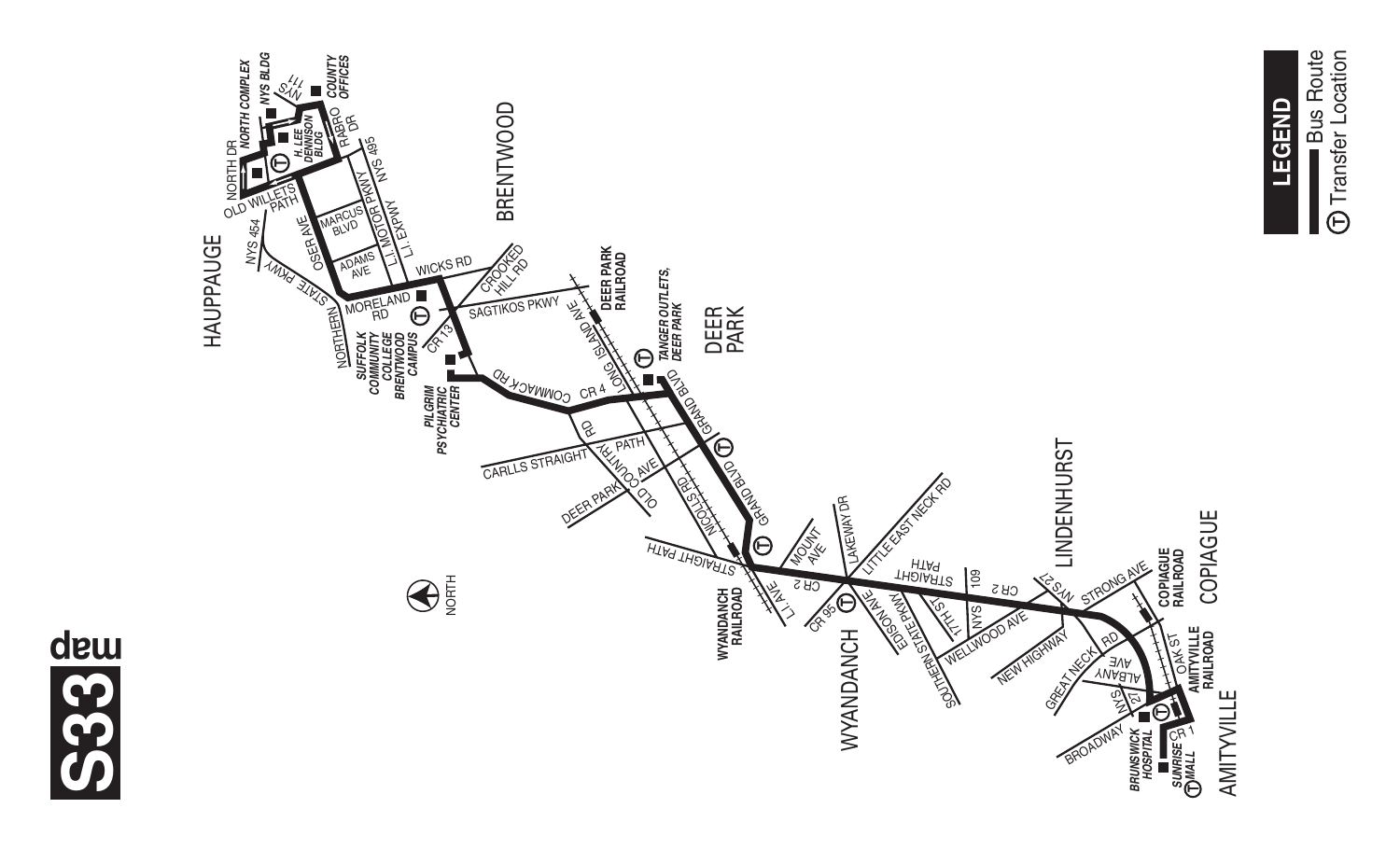# S33 map

**LEGEND**
Bus Route
Ⓣ Transfer Location

HAUPPAUGE

BRENTWOOD

DEER PARK

WYANDANCH

LINDENHURST

COPIAGUE

AMITYVILLE

NORTH

NORTH COMPLEX

NYS BLDG

COUNTY OFFICES

H. LEE DENNISON BLDG

NORTH DR

NYS 111

RABRO DR

OLD WILLETS PATH

NYS 454

NYS 495

OSER AVE

MARCUS BLVD

ADAMS AVE

L.I. MOTOR PKWY

L.I. EXPWY

WICKS RD

CROOKED HILL RD

NORTHERN STATE PKWY

MORELAND RD

SUFFOLK COMMUNITY COLLEGE BRENTWOOD CAMPUS

SAGTIKOS PKWY

CR 13

DEER PARK RAILROAD

LONG ISLAND AVE

TANGER OUTLETS, DEER PARK

PILGRIM PSYCHIATRIC CENTER

COMMACK RD

CR 4

GRAND BLVD

CARLLS STRAIGHT PATH

OLD COUNTRY RD

DEER PARK AVE

NICOLLS RD

STRAIGHT PATH

WYANDANCH RAILROAD

L.I. AVE

MOUNT AVE

CR 2

LAKEWAY DR

LITTLE EAST NECK RD

CR 95

EDISON AVE

SOUTHERN STATE PKWY

11TH ST

STRAIGHT PATH

NYS 109

CR 2

WELLWOOD AVE

NYS 21

STRONG AVE

COPIAGUE RAILROAD

NEW HIGHWAY

GREAT NECK RD

ALBANY AVE

NYS 27

OAK ST

AMITYVILLE RAILROAD

BROADWAY

BRUNSWICK HOSPITAL

SUNRISE MALL

CR 1